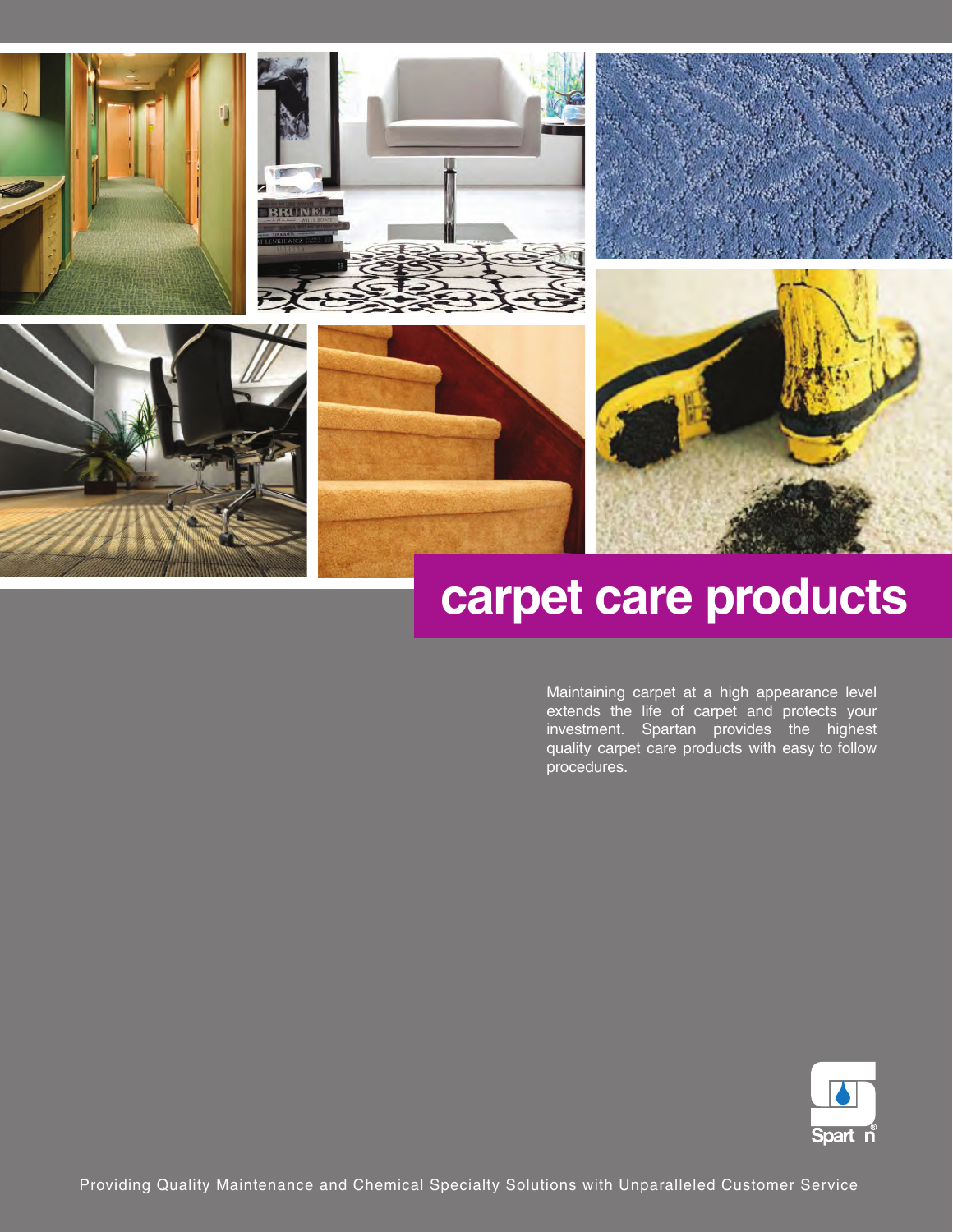# carpet care products

Maintaining carpet at a high appearance level extends the life of carpet and protects your investment. Spartan provides the highest quality carpet care products with easy to follow procedures.

Providing Quality Maintenance and Chemical Specialty Solutions with Unparalleled Customer Service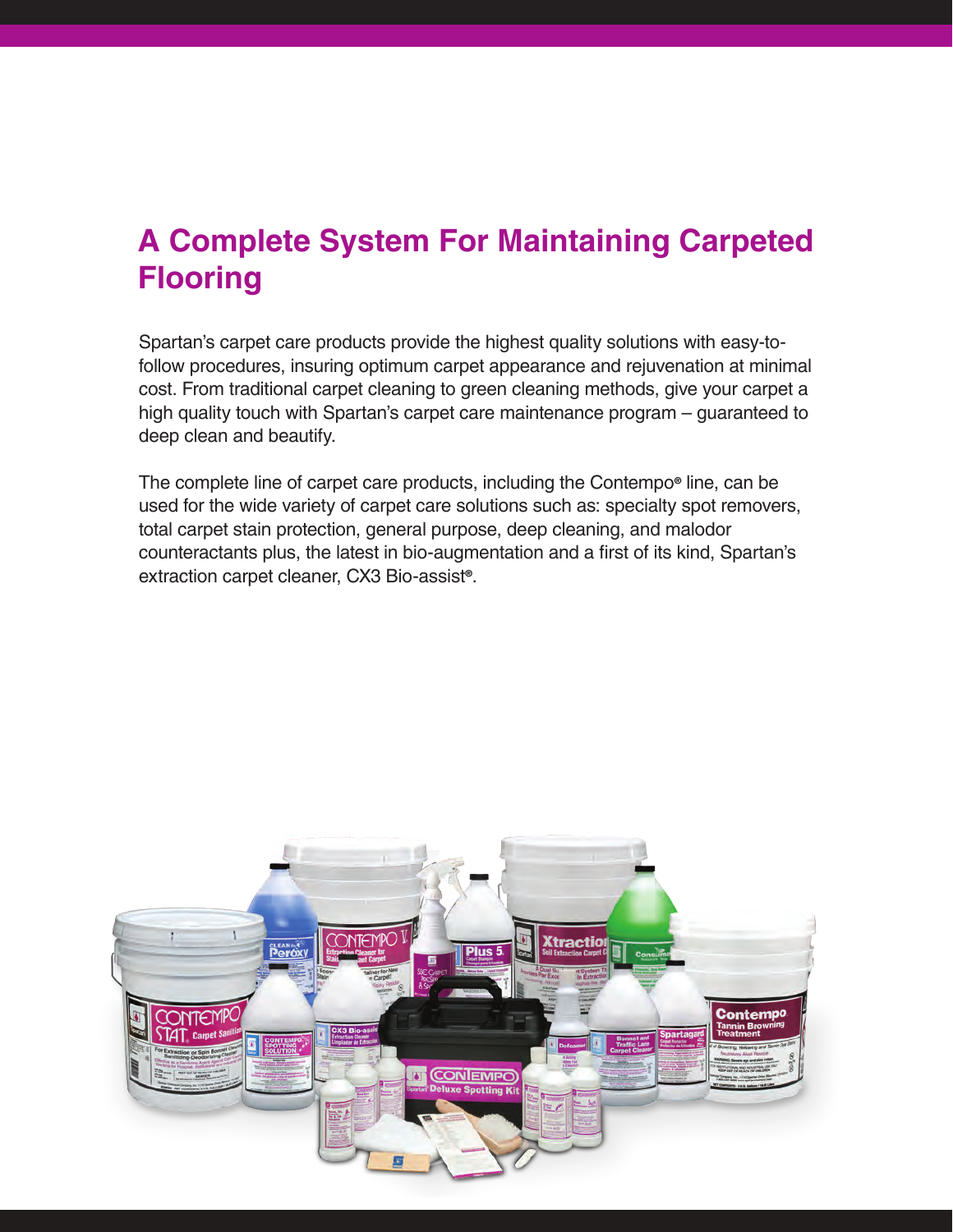# A Complete System For Maintaining Carpeted Flooring

Spartan's carpet care products provide the highest quality solutions with easy-to-follow procedures, insuring optimum carpet appearance and rejuvenation at minimal cost. From traditional carpet cleaning to green cleaning methods, give your carpet a high quality touch with Spartan's carpet care maintenance program – guaranteed to deep clean and beautify.

The complete line of carpet care products, including the Contempo® line, can be used for the wide variety of carpet care solutions such as: specialty spot removers, total carpet stain protection, general purpose, deep cleaning, and malodor counteractants plus, the latest in bio-augmentation and a first of its kind, Spartan's extraction carpet cleaner, CX3 Bio-assist®.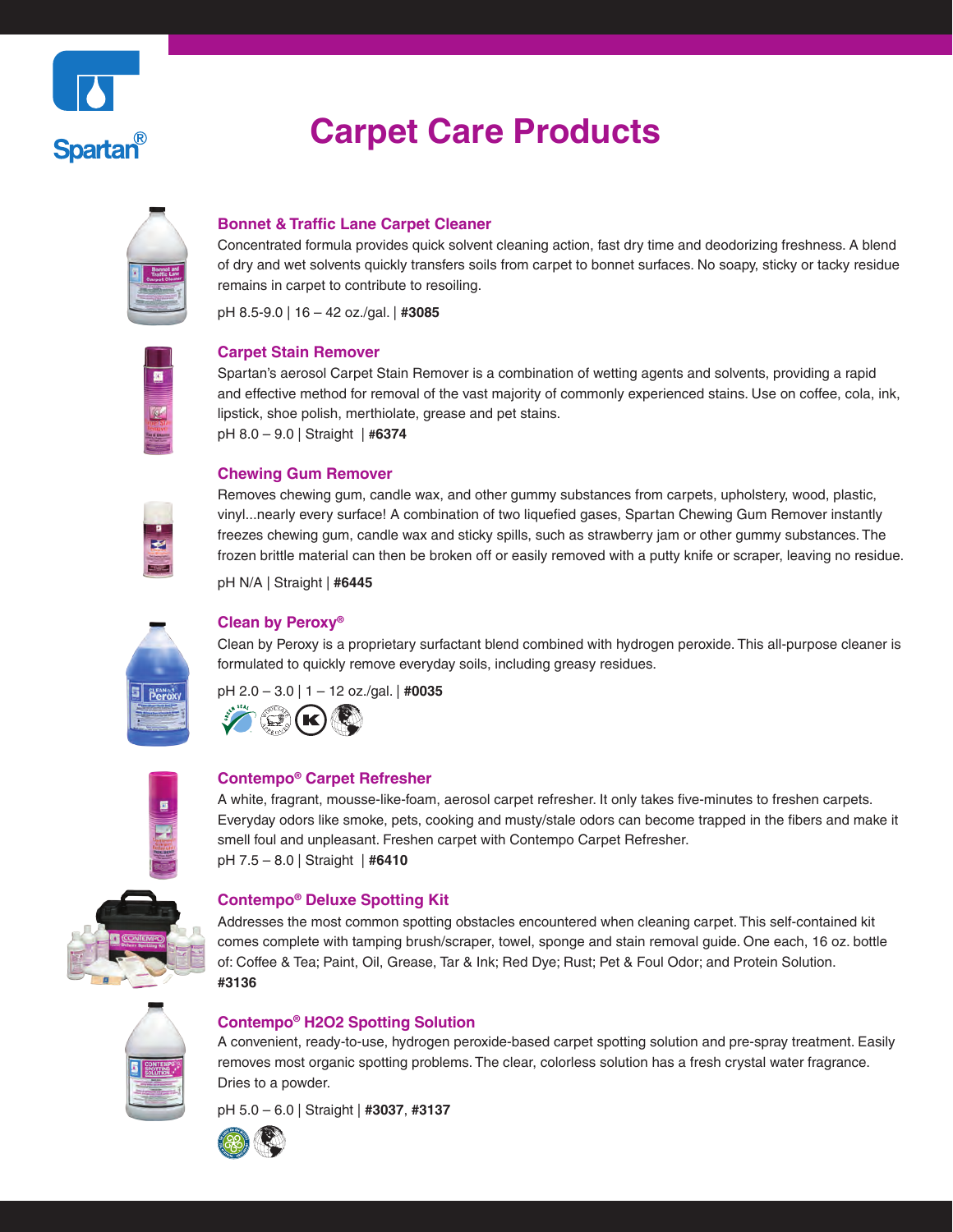Spartan®

# Carpet Care Products

### Bonnet & Traffic Lane Carpet Cleaner

Concentrated formula provides quick solvent cleaning action, fast dry time and deodorizing freshness. A blend of dry and wet solvents quickly transfers soils from carpet to bonnet surfaces. No soapy, sticky or tacky residue remains in carpet to contribute to resoiling.

pH 8.5-9.0 | 16 – 42 oz./gal. | **#3085**

### Carpet Stain Remover

Spartan's aerosol Carpet Stain Remover is a combination of wetting agents and solvents, providing a rapid and effective method for removal of the vast majority of commonly experienced stains. Use on coffee, cola, ink, lipstick, shoe polish, merthiolate, grease and pet stains.

pH 8.0 – 9.0 | Straight | **#6374**

### Chewing Gum Remover

Removes chewing gum, candle wax, and other gummy substances from carpets, upholstery, wood, plastic, vinyl...nearly every surface! A combination of two liquefied gases, Spartan Chewing Gum Remover instantly freezes chewing gum, candle wax and sticky spills, such as strawberry jam or other gummy substances. The frozen brittle material can then be broken off or easily removed with a putty knife or scraper, leaving no residue.

pH N/A | Straight | **#6445**

### Clean by Peroxy®

Clean by Peroxy is a proprietary surfactant blend combined with hydrogen peroxide. This all-purpose cleaner is formulated to quickly remove everyday soils, including greasy residues.

pH 2.0 – 3.0 | 1 – 12 oz./gal. | **#0035**

### Contempo® Carpet Refresher

A white, fragrant, mousse-like-foam, aerosol carpet refresher. It only takes five-minutes to freshen carpets. Everyday odors like smoke, pets, cooking and musty/stale odors can become trapped in the fibers and make it smell foul and unpleasant. Freshen carpet with Contempo Carpet Refresher.

pH 7.5 – 8.0 | Straight | **#6410**

### Contempo® Deluxe Spotting Kit

Addresses the most common spotting obstacles encountered when cleaning carpet. This self-contained kit comes complete with tamping brush/scraper, towel, sponge and stain removal guide. One each, 16 oz. bottle of: Coffee & Tea; Paint, Oil, Grease, Tar & Ink; Red Dye; Rust; Pet & Foul Odor; and Protein Solution.

**#3136**

### Contempo® H2O2 Spotting Solution

A convenient, ready-to-use, hydrogen peroxide-based carpet spotting solution and pre-spray treatment. Easily removes most organic spotting problems. The clear, colorless solution has a fresh crystal water fragrance. Dries to a powder.

pH 5.0 – 6.0 | Straight | **#3037**, **#3137**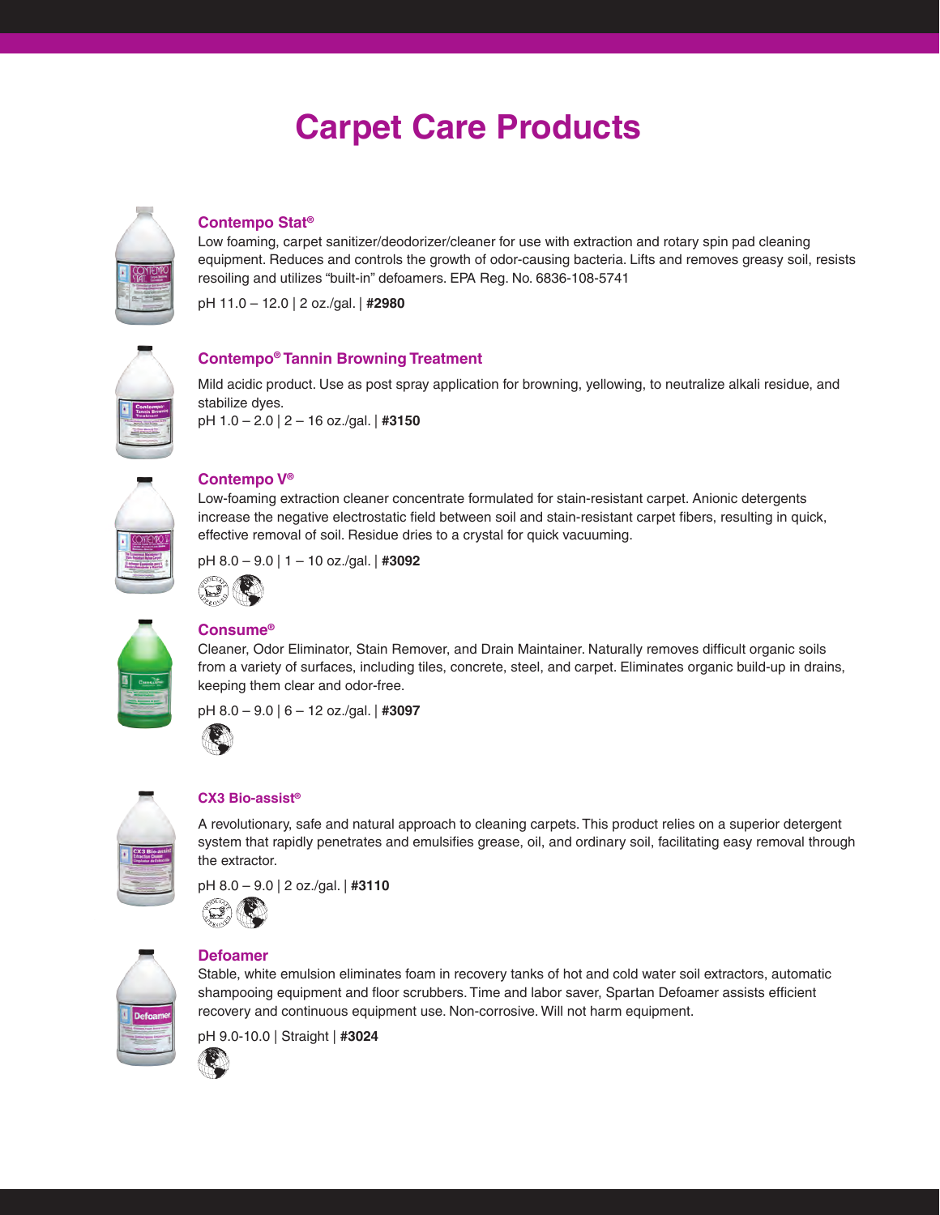# Carpet Care Products

### Contempo Stat®

Low foaming, carpet sanitizer/deodorizer/cleaner for use with extraction and rotary spin pad cleaning equipment. Reduces and controls the growth of odor-causing bacteria. Lifts and removes greasy soil, resists resoiling and utilizes "built-in" defoamers. EPA Reg. No. 6836-108-5741

pH 11.0 – 12.0 | 2 oz./gal. | **#2980**

### Contempo® Tannin Browning Treatment

Mild acidic product. Use as post spray application for browning, yellowing, to neutralize alkali residue, and stabilize dyes.
pH 1.0 – 2.0 | 2 – 16 oz./gal. | **#3150**

### Contempo V®

Low-foaming extraction cleaner concentrate formulated for stain-resistant carpet. Anionic detergents increase the negative electrostatic field between soil and stain-resistant carpet fibers, resulting in quick, effective removal of soil. Residue dries to a crystal for quick vacuuming.

pH 8.0 – 9.0 | 1 – 10 oz./gal. | **#3092**

### Consume®

Cleaner, Odor Eliminator, Stain Remover, and Drain Maintainer. Naturally removes difficult organic soils from a variety of surfaces, including tiles, concrete, steel, and carpet. Eliminates organic build-up in drains, keeping them clear and odor-free.

pH 8.0 – 9.0 | 6 – 12 oz./gal. | **#3097**

### CX3 Bio-assist®

A revolutionary, safe and natural approach to cleaning carpets. This product relies on a superior detergent system that rapidly penetrates and emulsifies grease, oil, and ordinary soil, facilitating easy removal through the extractor.

pH 8.0 – 9.0 | 2 oz./gal. | **#3110**

### Defoamer

Stable, white emulsion eliminates foam in recovery tanks of hot and cold water soil extractors, automatic shampooing equipment and floor scrubbers. Time and labor saver, Spartan Defoamer assists efficient recovery and continuous equipment use. Non-corrosive. Will not harm equipment.

pH 9.0-10.0 | Straight | **#3024**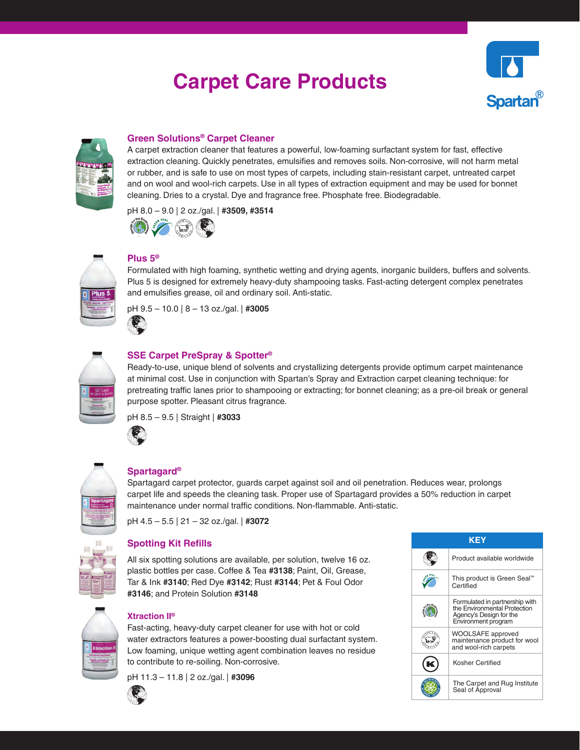# Carpet Care Products

Spartan®

## Green Solutions® Carpet Cleaner

A carpet extraction cleaner that features a powerful, low-foaming surfactant system for fast, effective extraction cleaning. Quickly penetrates, emulsifies and removes soils. Non-corrosive, will not harm metal or rubber, and is safe to use on most types of carpets, including stain-resistant carpet, untreated carpet and on wool and wool-rich carpets. Use in all types of extraction equipment and may be used for bonnet cleaning. Dries to a crystal. Dye and fragrance free. Phosphate free. Biodegradable.

pH 8.0 – 9.0 | 2 oz./gal. | **#3509, #3514**

## Plus 5®

Formulated with high foaming, synthetic wetting and drying agents, inorganic builders, buffers and solvents. Plus 5 is designed for extremely heavy-duty shampooing tasks. Fast-acting detergent complex penetrates and emulsifies grease, oil and ordinary soil. Anti-static.

pH 9.5 – 10.0 | 8 – 13 oz./gal. | **#3005**

## SSE Carpet PreSpray & Spotter®

Ready-to-use, unique blend of solvents and crystallizing detergents provide optimum carpet maintenance at minimal cost. Use in conjunction with Spartan's Spray and Extraction carpet cleaning technique: for pretreating traffic lanes prior to shampooing or extracting; for bonnet cleaning; as a pre-oil break or general purpose spotter. Pleasant citrus fragrance.

pH 8.5 – 9.5 | Straight | **#3033**

## Spartagard®

Spartagard carpet protector, guards carpet against soil and oil penetration. Reduces wear, prolongs carpet life and speeds the cleaning task. Proper use of Spartagard provides a 50% reduction in carpet maintenance under normal traffic conditions. Non-flammable. Anti-static.

pH 4.5 – 5.5 | 21 – 32 oz./gal. | **#3072**

## Spotting Kit Refills

All six spotting solutions are available, per solution, twelve 16 oz. plastic bottles per case. Coffee & Tea **#3138**; Paint, Oil, Grease, Tar & Ink **#3140**; Red Dye **#3142**; Rust **#3144**; Pet & Foul Odor **#3146**; and Protein Solution **#3148**

## Xtraction II®

Fast-acting, heavy-duty carpet cleaner for use with hot or cold water extractors features a power-boosting dual surfactant system. Low foaming, unique wetting agent combination leaves no residue to contribute to re-soiling. Non-corrosive.

pH 11.3 – 11.8 | 2 oz./gal. | **#3096**

| KEY | |
|---|---|
| (globe) | Product available worldwide |
| (Green Seal) | This product is Green Seal™ Certified |
| (Design for the Environment) | Formulated in partnership with the Environmental Protection Agency's Design for the Environment program |
| (WoolSafe) | WOOLSAFE approved maintenance product for wool and wool-rich carpets |
| (K) | Kosher Certified |
| (CRI) | The Carpet and Rug Institute Seal of Approval |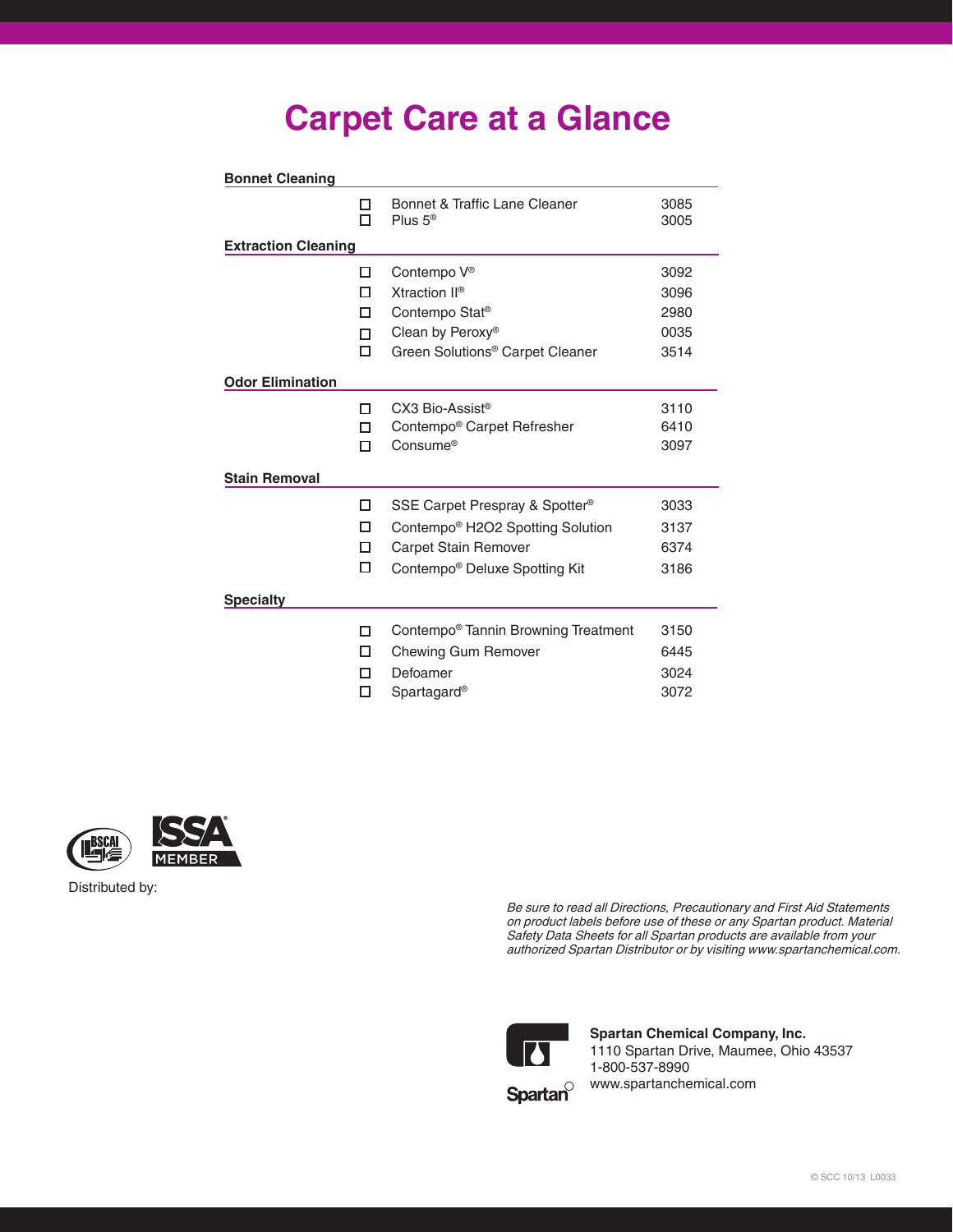# Carpet Care at a Glance

## Bonnet Cleaning

- ☐ Bonnet & Traffic Lane Cleaner — 3085
- ☐ Plus 5® — 3005

## Extraction Cleaning

- ☐ Contempo V® — 3092
- ☐ Xtraction II® — 3096
- ☐ Contempo Stat® — 2980
- ☐ Clean by Peroxy® — 0035
- ☐ Green Solutions® Carpet Cleaner — 3514

## Odor Elimination

- ☐ CX3 Bio-Assist® — 3110
- ☐ Contempo® Carpet Refresher — 6410
- ☐ Consume® — 3097

## Stain Removal

- ☐ SSE Carpet Prespray & Spotter® — 3033
- ☐ Contempo® H2O2 Spotting Solution — 3137
- ☐ Carpet Stain Remover — 6374
- ☐ Contempo® Deluxe Spotting Kit — 3186

## Specialty

- ☐ Contempo® Tannin Browning Treatment — 3150
- ☐ Chewing Gum Remover — 6445
- ☐ Defoamer — 3024
- ☐ Spartagard® — 3072

BSCAI

ISSA MEMBER

Distributed by:

*Be sure to read all Directions, Precautionary and First Aid Statements on product labels before use of these or any Spartan product. Material Safety Data Sheets for all Spartan products are available from your authorized Spartan Distributor or by visiting www.spartanchemical.com.*

Spartan

**Spartan Chemical Company, Inc.**
1110 Spartan Drive, Maumee, Ohio 43537
1-800-537-8990
www.spartanchemical.com

© SCC 10/13 L0033